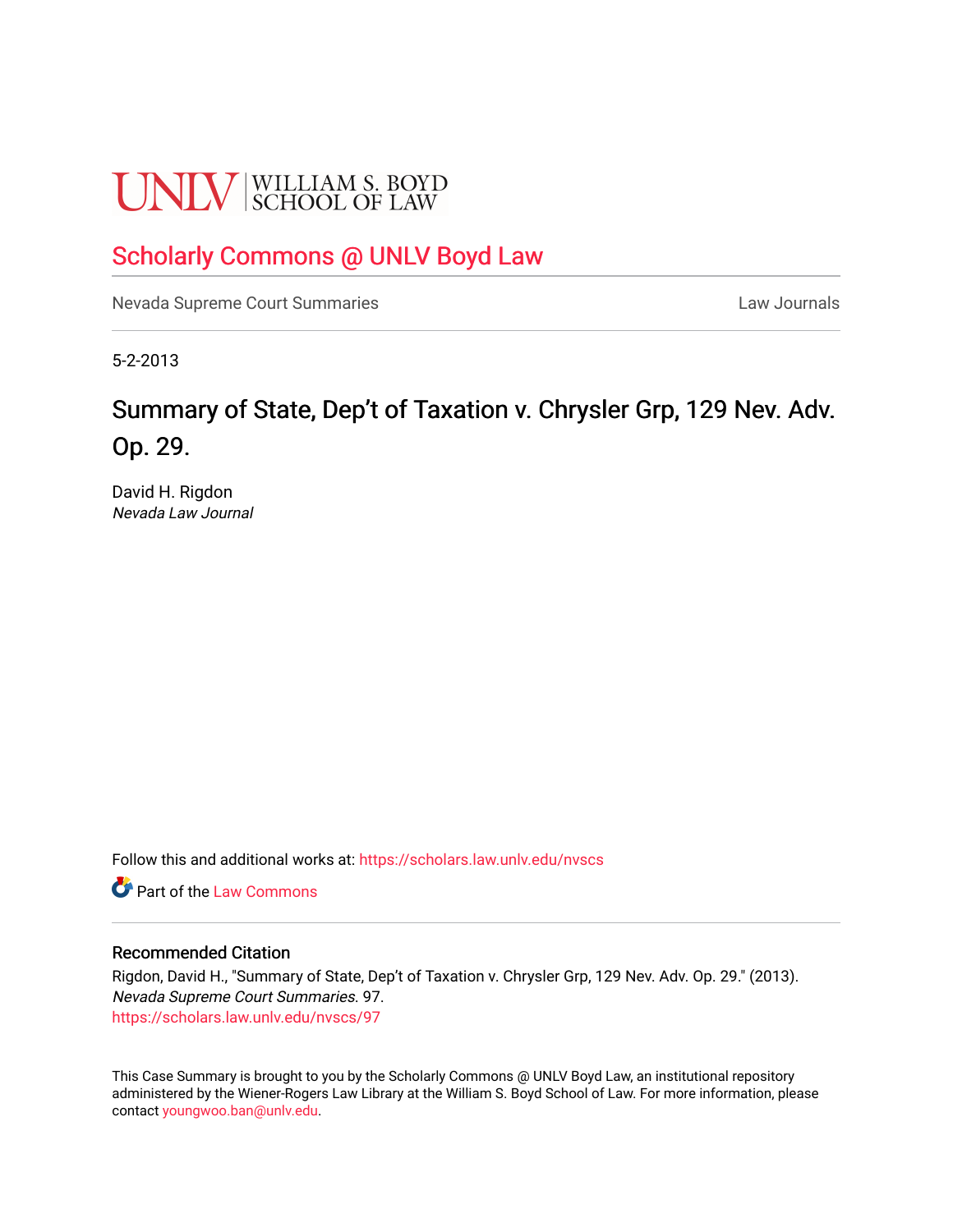UNLV | WILLIAM S. BOYD SCHOOL OF LAW

## Scholarly Commons @ UNLV Boyd Law

Nevada Supreme Court Summaries | Law Journals

5-2-2013

# Summary of State, Dep't of Taxation v. Chrysler Grp, 129 Nev. Adv. Op. 29.

David H. Rigdon
*Nevada Law Journal*

Follow this and additional works at: https://scholars.law.unlv.edu/nvscs

Part of the Law Commons

### Recommended Citation

Rigdon, David H., "Summary of State, Dep't of Taxation v. Chrysler Grp, 129 Nev. Adv. Op. 29." (2013). *Nevada Supreme Court Summaries*. 97.
https://scholars.law.unlv.edu/nvscs/97

This Case Summary is brought to you by the Scholarly Commons @ UNLV Boyd Law, an institutional repository administered by the Wiener-Rogers Law Library at the William S. Boyd School of Law. For more information, please contact youngwoo.ban@unlv.edu.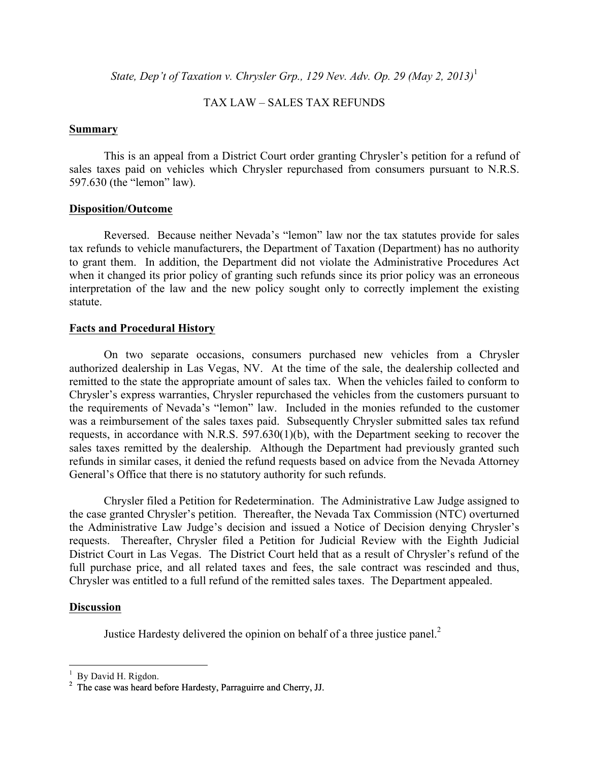*State, Dep't of Taxation v. Chrysler Grp., 129 Nev. Adv. Op. 29 (May 2, 2013)*[1]

TAX LAW – SALES TAX REFUNDS

## Summary

This is an appeal from a District Court order granting Chrysler's petition for a refund of sales taxes paid on vehicles which Chrysler repurchased from consumers pursuant to N.R.S. 597.630 (the "lemon" law).

## Disposition/Outcome

Reversed. Because neither Nevada's "lemon" law nor the tax statutes provide for sales tax refunds to vehicle manufacturers, the Department of Taxation (Department) has no authority to grant them. In addition, the Department did not violate the Administrative Procedures Act when it changed its prior policy of granting such refunds since its prior policy was an erroneous interpretation of the law and the new policy sought only to correctly implement the existing statute.

## Facts and Procedural History

On two separate occasions, consumers purchased new vehicles from a Chrysler authorized dealership in Las Vegas, NV. At the time of the sale, the dealership collected and remitted to the state the appropriate amount of sales tax. When the vehicles failed to conform to Chrysler's express warranties, Chrysler repurchased the vehicles from the customers pursuant to the requirements of Nevada's "lemon" law. Included in the monies refunded to the customer was a reimbursement of the sales taxes paid. Subsequently Chrysler submitted sales tax refund requests, in accordance with N.R.S. 597.630(1)(b), with the Department seeking to recover the sales taxes remitted by the dealership. Although the Department had previously granted such refunds in similar cases, it denied the refund requests based on advice from the Nevada Attorney General's Office that there is no statutory authority for such refunds.

Chrysler filed a Petition for Redetermination. The Administrative Law Judge assigned to the case granted Chrysler's petition. Thereafter, the Nevada Tax Commission (NTC) overturned the Administrative Law Judge's decision and issued a Notice of Decision denying Chrysler's requests. Thereafter, Chrysler filed a Petition for Judicial Review with the Eighth Judicial District Court in Las Vegas. The District Court held that as a result of Chrysler's refund of the full purchase price, and all related taxes and fees, the sale contract was rescinded and thus, Chrysler was entitled to a full refund of the remitted sales taxes. The Department appealed.

## Discussion

Justice Hardesty delivered the opinion on behalf of a three justice panel.[2]

---

[1] By David H. Rigdon.

[2] The case was heard before Hardesty, Parraguirre and Cherry, JJ.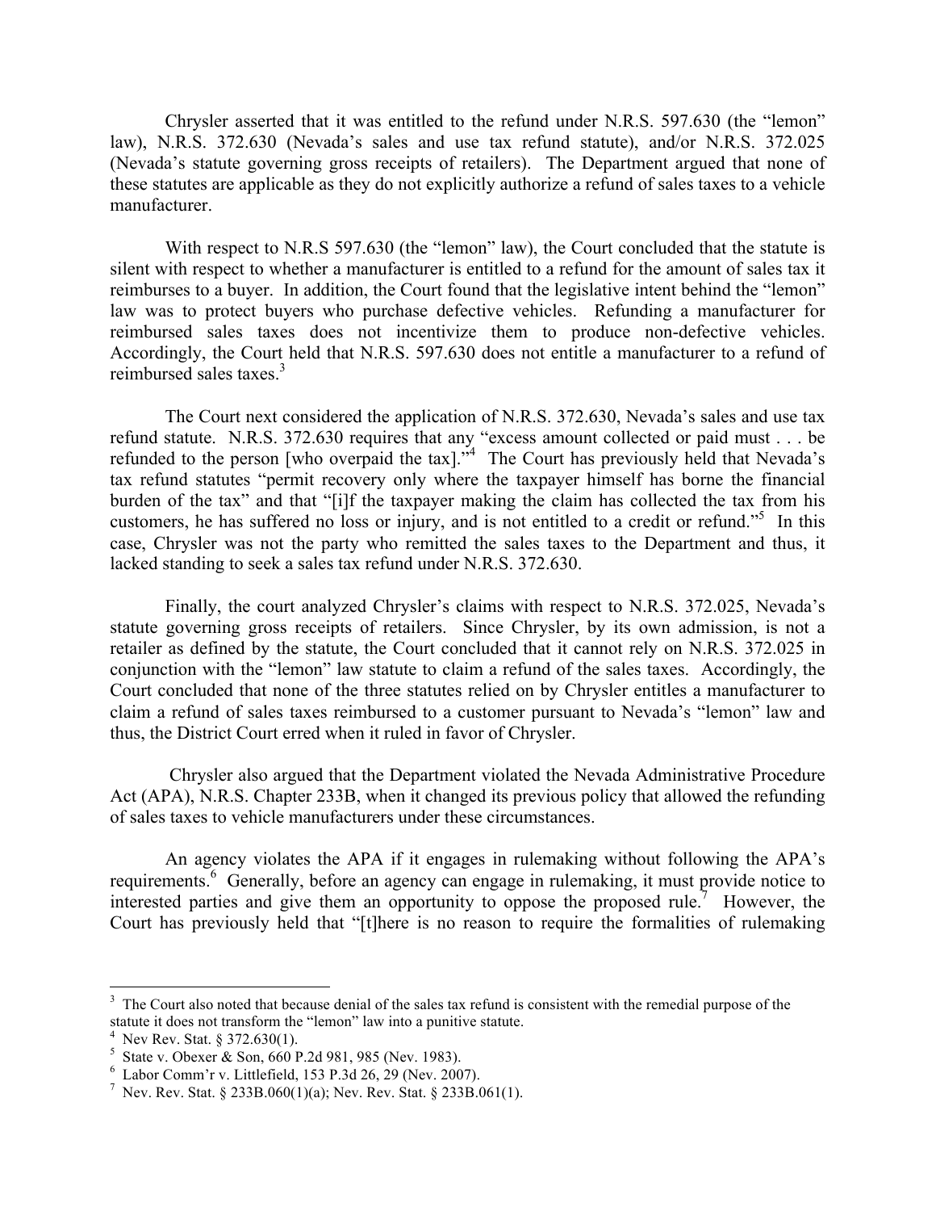Chrysler asserted that it was entitled to the refund under N.R.S. 597.630 (the "lemon" law), N.R.S. 372.630 (Nevada's sales and use tax refund statute), and/or N.R.S. 372.025 (Nevada's statute governing gross receipts of retailers). The Department argued that none of these statutes are applicable as they do not explicitly authorize a refund of sales taxes to a vehicle manufacturer.

With respect to N.R.S 597.630 (the "lemon" law), the Court concluded that the statute is silent with respect to whether a manufacturer is entitled to a refund for the amount of sales tax it reimburses to a buyer. In addition, the Court found that the legislative intent behind the "lemon" law was to protect buyers who purchase defective vehicles. Refunding a manufacturer for reimbursed sales taxes does not incentivize them to produce non-defective vehicles. Accordingly, the Court held that N.R.S. 597.630 does not entitle a manufacturer to a refund of reimbursed sales taxes.[3]

The Court next considered the application of N.R.S. 372.630, Nevada's sales and use tax refund statute. N.R.S. 372.630 requires that any "excess amount collected or paid must . . . be refunded to the person [who overpaid the tax]."[4] The Court has previously held that Nevada's tax refund statutes "permit recovery only where the taxpayer himself has borne the financial burden of the tax" and that "[i]f the taxpayer making the claim has collected the tax from his customers, he has suffered no loss or injury, and is not entitled to a credit or refund."[5] In this case, Chrysler was not the party who remitted the sales taxes to the Department and thus, it lacked standing to seek a sales tax refund under N.R.S. 372.630.

Finally, the court analyzed Chrysler's claims with respect to N.R.S. 372.025, Nevada's statute governing gross receipts of retailers. Since Chrysler, by its own admission, is not a retailer as defined by the statute, the Court concluded that it cannot rely on N.R.S. 372.025 in conjunction with the "lemon" law statute to claim a refund of the sales taxes. Accordingly, the Court concluded that none of the three statutes relied on by Chrysler entitles a manufacturer to claim a refund of sales taxes reimbursed to a customer pursuant to Nevada's "lemon" law and thus, the District Court erred when it ruled in favor of Chrysler.

Chrysler also argued that the Department violated the Nevada Administrative Procedure Act (APA), N.R.S. Chapter 233B, when it changed its previous policy that allowed the refunding of sales taxes to vehicle manufacturers under these circumstances.

An agency violates the APA if it engages in rulemaking without following the APA's requirements.[6] Generally, before an agency can engage in rulemaking, it must provide notice to interested parties and give them an opportunity to oppose the proposed rule.[7] However, the Court has previously held that "[t]here is no reason to require the formalities of rulemaking

---

[3] The Court also noted that because denial of the sales tax refund is consistent with the remedial purpose of the statute it does not transform the "lemon" law into a punitive statute.

[4] Nev Rev. Stat. § 372.630(1).

[5] State v. Obexer & Son, 660 P.2d 981, 985 (Nev. 1983).

[6] Labor Comm'r v. Littlefield, 153 P.3d 26, 29 (Nev. 2007).

[7] Nev. Rev. Stat. § 233B.060(1)(a); Nev. Rev. Stat. § 233B.061(1).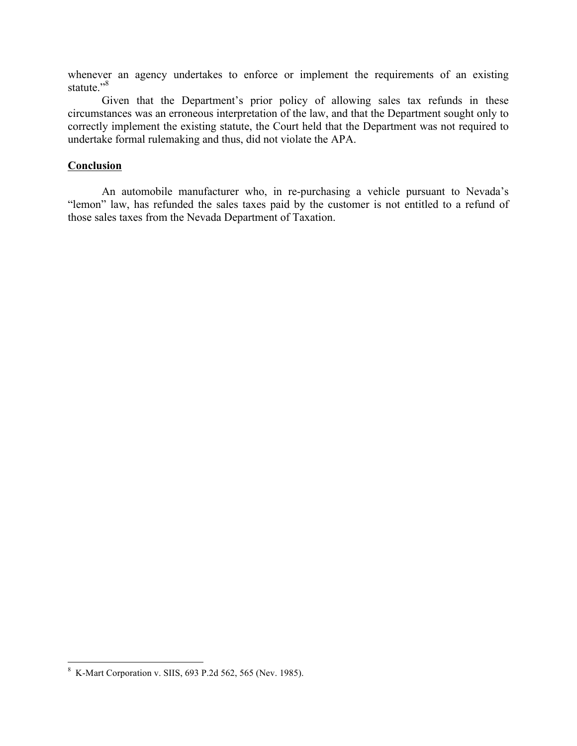whenever an agency undertakes to enforce or implement the requirements of an existing statute."[8]

Given that the Department's prior policy of allowing sales tax refunds in these circumstances was an erroneous interpretation of the law, and that the Department sought only to correctly implement the existing statute, the Court held that the Department was not required to undertake formal rulemaking and thus, did not violate the APA.

**Conclusion**

An automobile manufacturer who, in re-purchasing a vehicle pursuant to Nevada's "lemon" law, has refunded the sales taxes paid by the customer is not entitled to a refund of those sales taxes from the Nevada Department of Taxation.

---

[8] K-Mart Corporation v. SIIS, 693 P.2d 562, 565 (Nev. 1985).